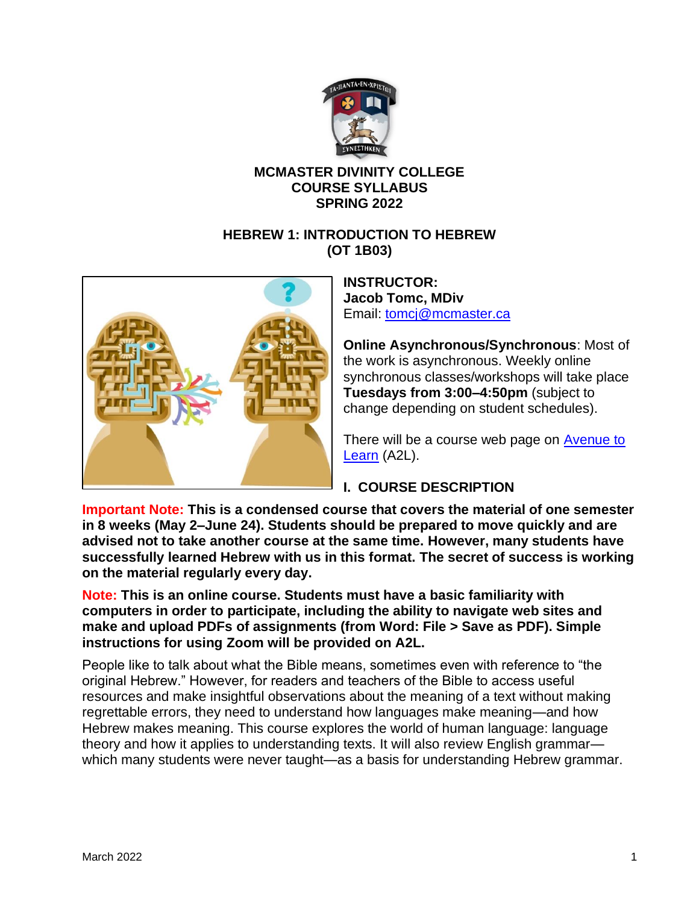# MCMASTER DIVINITY COLLEGE
# COURSE SYLLABUS
# SPRING 2022

## HEBREW 1: INTRODUCTION TO HEBREW
## (OT 1B03)

**INSTRUCTOR:**
**Jacob Tomc, MDiv**
Email: tomcj@mcmaster.ca

**Online Asynchronous/Synchronous**: Most of the work is asynchronous. Weekly online synchronous classes/workshops will take place **Tuesdays from 3:00–4:50pm** (subject to change depending on student schedules).

There will be a course web page on Avenue to Learn (A2L).

## I. COURSE DESCRIPTION

**Important Note: This is a condensed course that covers the material of one semester in 8 weeks (May 2–June 24). Students should be prepared to move quickly and are advised not to take another course at the same time. However, many students have successfully learned Hebrew with us in this format. The secret of success is working on the material regularly every day.**

**Note: This is an online course. Students must have a basic familiarity with computers in order to participate, including the ability to navigate web sites and make and upload PDFs of assignments (from Word: File > Save as PDF). Simple instructions for using Zoom will be provided on A2L.**

People like to talk about what the Bible means, sometimes even with reference to "the original Hebrew." However, for readers and teachers of the Bible to access useful resources and make insightful observations about the meaning of a text without making regrettable errors, they need to understand how languages make meaning—and how Hebrew makes meaning. This course explores the world of human language: language theory and how it applies to understanding texts. It will also review English grammar—which many students were never taught—as a basis for understanding Hebrew grammar.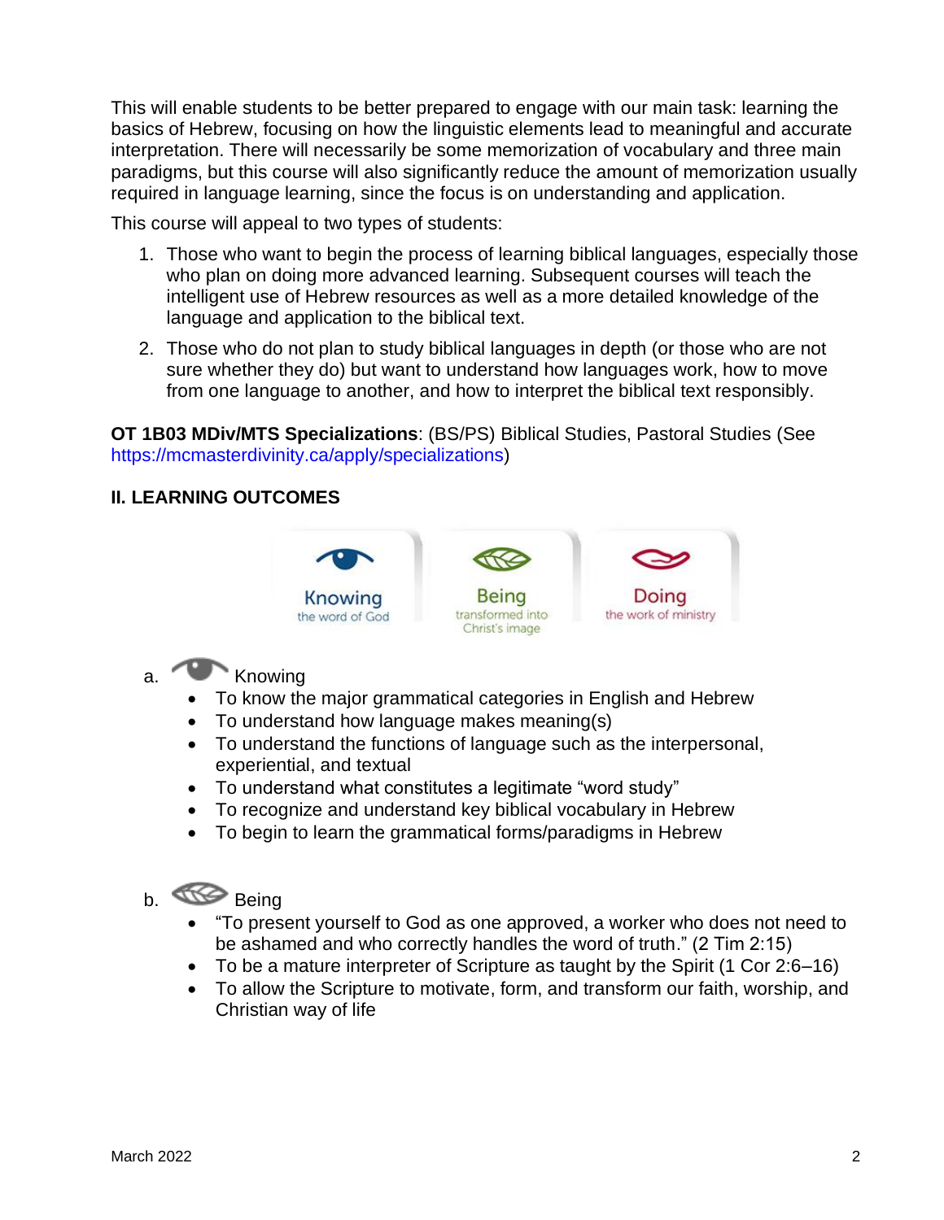This will enable students to be better prepared to engage with our main task: learning the basics of Hebrew, focusing on how the linguistic elements lead to meaningful and accurate interpretation. There will necessarily be some memorization of vocabulary and three main paradigms, but this course will also significantly reduce the amount of memorization usually required in language learning, since the focus is on understanding and application.

This course will appeal to two types of students:

1. Those who want to begin the process of learning biblical languages, especially those who plan on doing more advanced learning. Subsequent courses will teach the intelligent use of Hebrew resources as well as a more detailed knowledge of the language and application to the biblical text.
2. Those who do not plan to study biblical languages in depth (or those who are not sure whether they do) but want to understand how languages work, how to move from one language to another, and how to interpret the biblical text responsibly.

**OT 1B03 MDiv/MTS Specializations**: (BS/PS) Biblical Studies, Pastoral Studies (See https://mcmasterdivinity.ca/apply/specializations)

## II. LEARNING OUTCOMES

Knowing the word of God | Being transformed into Christ's image | Doing the work of ministry

a. Knowing

- To know the major grammatical categories in English and Hebrew
- To understand how language makes meaning(s)
- To understand the functions of language such as the interpersonal, experiential, and textual
- To understand what constitutes a legitimate "word study"
- To recognize and understand key biblical vocabulary in Hebrew
- To begin to learn the grammatical forms/paradigms in Hebrew

b. Being

- "To present yourself to God as one approved, a worker who does not need to be ashamed and who correctly handles the word of truth." (2 Tim 2:15)
- To be a mature interpreter of Scripture as taught by the Spirit (1 Cor 2:6–16)
- To allow the Scripture to motivate, form, and transform our faith, worship, and Christian way of life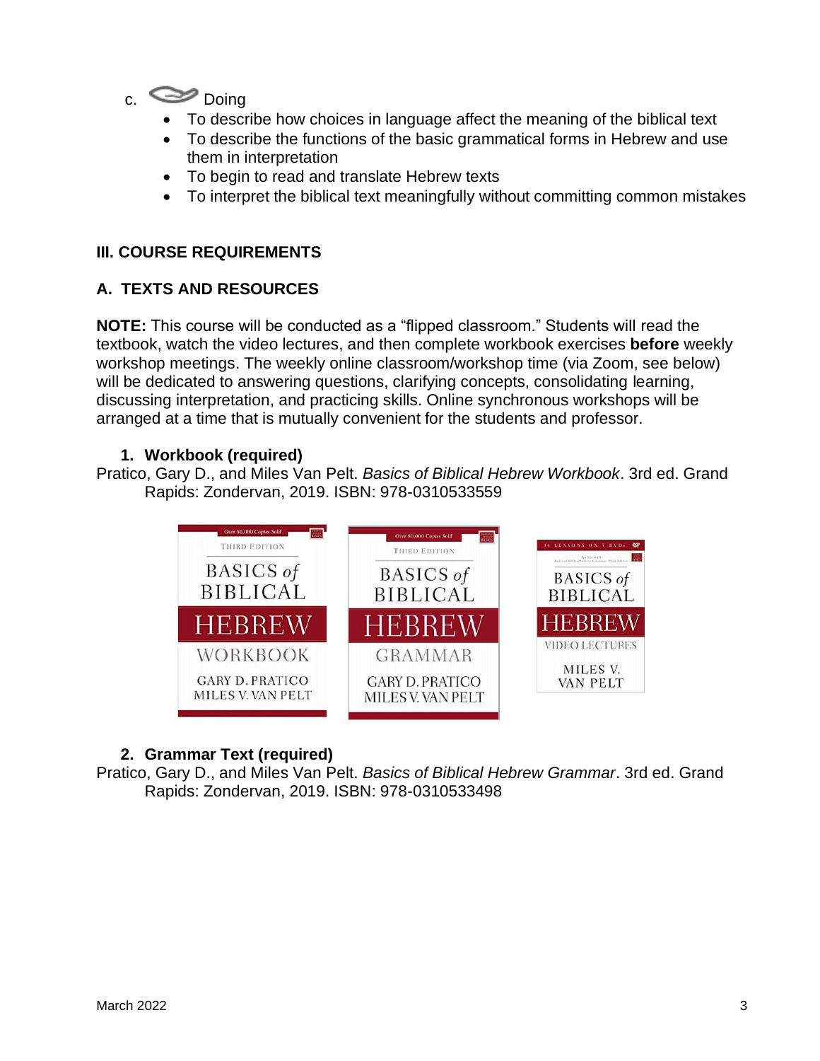c. Doing

- To describe how choices in language affect the meaning of the biblical text
- To describe the functions of the basic grammatical forms in Hebrew and use them in interpretation
- To begin to read and translate Hebrew texts
- To interpret the biblical text meaningfully without committing common mistakes

## III. COURSE REQUIREMENTS

### A. TEXTS AND RESOURCES

**NOTE:** This course will be conducted as a "flipped classroom." Students will read the textbook, watch the video lectures, and then complete workbook exercises **before** weekly workshop meetings. The weekly online classroom/workshop time (via Zoom, see below) will be dedicated to answering questions, clarifying concepts, consolidating learning, discussing interpretation, and practicing skills. Online synchronous workshops will be arranged at a time that is mutually convenient for the students and professor.

#### 1. Workbook (required)

Pratico, Gary D., and Miles Van Pelt. *Basics of Biblical Hebrew Workbook*. 3rd ed. Grand Rapids: Zondervan, 2019. ISBN: 978-0310533559

#### 2. Grammar Text (required)

Pratico, Gary D., and Miles Van Pelt. *Basics of Biblical Hebrew Grammar*. 3rd ed. Grand Rapids: Zondervan, 2019. ISBN: 978-0310533498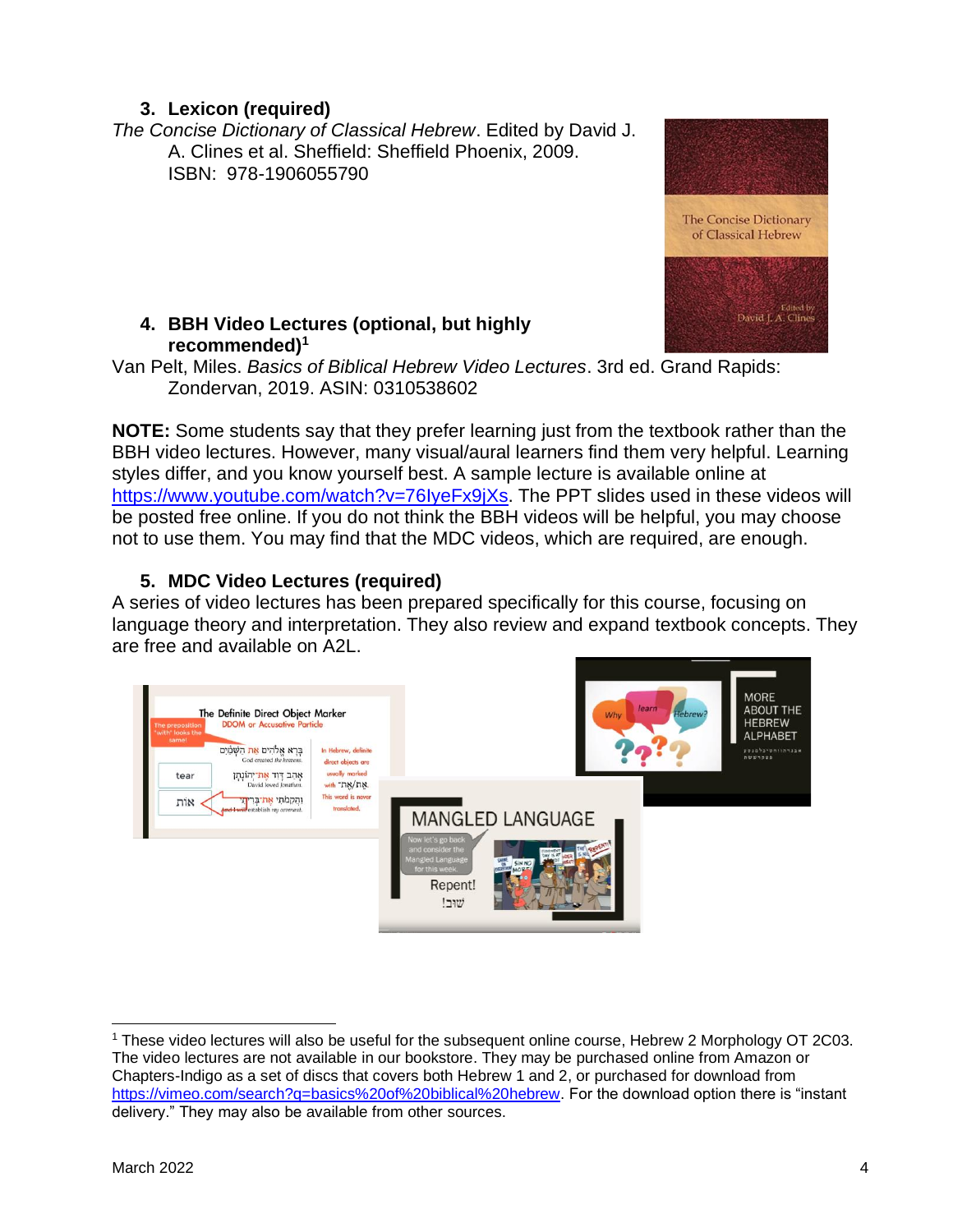3. **Lexicon (required)**

*The Concise Dictionary of Classical Hebrew*. Edited by David J. A. Clines et al. Sheffield: Sheffield Phoenix, 2009. ISBN: 978-1906055790

4. **BBH Video Lectures (optional, but highly recommended)**[1]

Van Pelt, Miles. *Basics of Biblical Hebrew Video Lectures*. 3rd ed. Grand Rapids: Zondervan, 2019. ASIN: 0310538602

**NOTE:** Some students say that they prefer learning just from the textbook rather than the BBH video lectures. However, many visual/aural learners find them very helpful. Learning styles differ, and you know yourself best. A sample lecture is available online at https://www.youtube.com/watch?v=76lyeFx9jXs. The PPT slides used in these videos will be posted free online. If you do not think the BBH videos will be helpful, you may choose not to use them. You may find that the MDC videos, which are required, are enough.

5. **MDC Video Lectures (required)**

A series of video lectures has been prepared specifically for this course, focusing on language theory and interpretation. They also review and expand textbook concepts. They are free and available on A2L.

---

[1] These video lectures will also be useful for the subsequent online course, Hebrew 2 Morphology OT 2C03. The video lectures are not available in our bookstore. They may be purchased online from Amazon or Chapters-Indigo as a set of discs that covers both Hebrew 1 and 2, or purchased for download from https://vimeo.com/search?q=basics%20of%20biblical%20hebrew. For the download option there is "instant delivery." They may also be available from other sources.

March 2022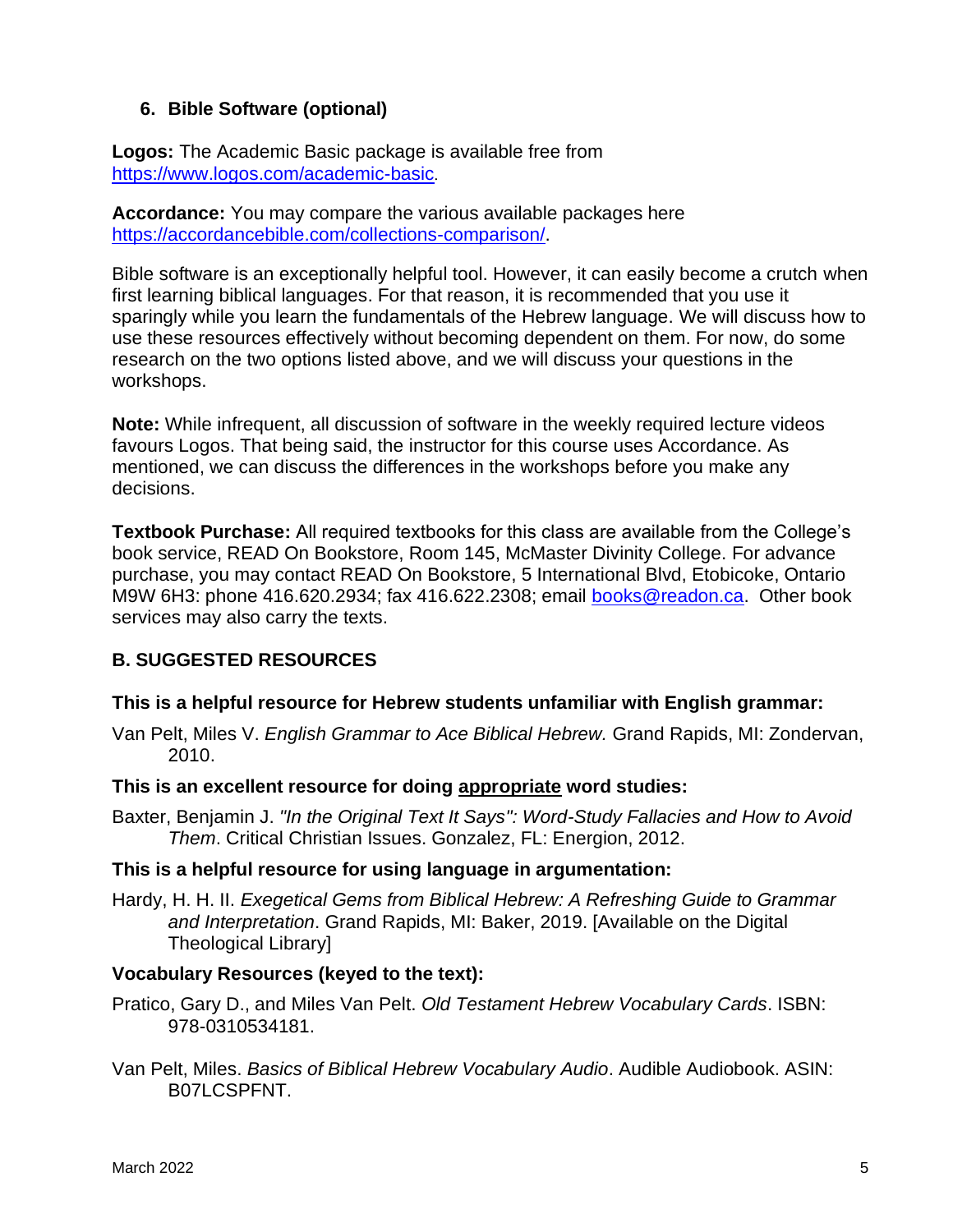### 6. Bible Software (optional)

**Logos:** The Academic Basic package is available free from https://www.logos.com/academic-basic.

**Accordance:** You may compare the various available packages here https://accordancebible.com/collections-comparison/.

Bible software is an exceptionally helpful tool. However, it can easily become a crutch when first learning biblical languages. For that reason, it is recommended that you use it sparingly while you learn the fundamentals of the Hebrew language. We will discuss how to use these resources effectively without becoming dependent on them. For now, do some research on the two options listed above, and we will discuss your questions in the workshops.

**Note:** While infrequent, all discussion of software in the weekly required lecture videos favours Logos. That being said, the instructor for this course uses Accordance. As mentioned, we can discuss the differences in the workshops before you make any decisions.

**Textbook Purchase:** All required textbooks for this class are available from the College's book service, READ On Bookstore, Room 145, McMaster Divinity College. For advance purchase, you may contact READ On Bookstore, 5 International Blvd, Etobicoke, Ontario M9W 6H3: phone 416.620.2934; fax 416.622.2308; email books@readon.ca. Other book services may also carry the texts.

## B. SUGGESTED RESOURCES

**This is a helpful resource for Hebrew students unfamiliar with English grammar:**

Van Pelt, Miles V. *English Grammar to Ace Biblical Hebrew.* Grand Rapids, MI: Zondervan, 2010.

**This is an excellent resource for doing <u>appropriate</u> word studies:**

Baxter, Benjamin J. *"In the Original Text It Says": Word-Study Fallacies and How to Avoid Them*. Critical Christian Issues. Gonzalez, FL: Energion, 2012.

**This is a helpful resource for using language in argumentation:**

Hardy, H. H. II. *Exegetical Gems from Biblical Hebrew: A Refreshing Guide to Grammar and Interpretation*. Grand Rapids, MI: Baker, 2019. [Available on the Digital Theological Library]

**Vocabulary Resources (keyed to the text):**

Pratico, Gary D., and Miles Van Pelt. *Old Testament Hebrew Vocabulary Cards*. ISBN: 978-0310534181.

Van Pelt, Miles. *Basics of Biblical Hebrew Vocabulary Audio*. Audible Audiobook. ASIN: B07LCSPFNT.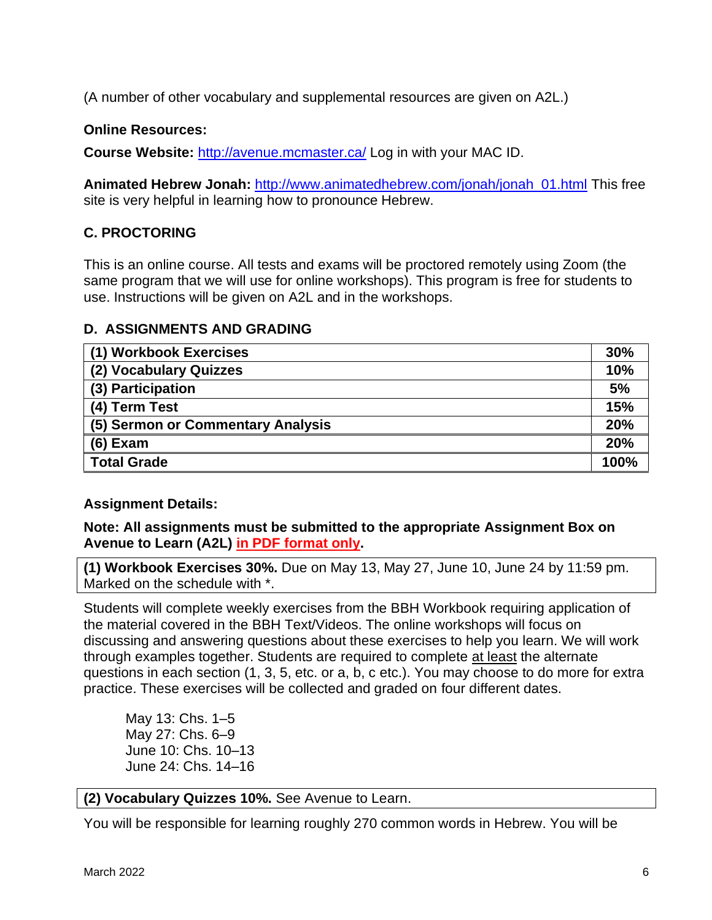(A number of other vocabulary and supplemental resources are given on A2L.)

**Online Resources:**

**Course Website:** http://avenue.mcmaster.ca/ Log in with your MAC ID.

**Animated Hebrew Jonah:** http://www.animatedhebrew.com/jonah/jonah_01.html This free site is very helpful in learning how to pronounce Hebrew.

## C. PROCTORING

This is an online course. All tests and exams will be proctored remotely using Zoom (the same program that we will use for online workshops). This program is free for students to use. Instructions will be given on A2L and in the workshops.

## D. ASSIGNMENTS AND GRADING

| | |
|---|---|
| **(1) Workbook Exercises** | **30%** |
| **(2) Vocabulary Quizzes** | **10%** |
| **(3) Participation** | **5%** |
| **(4) Term Test** | **15%** |
| **(5) Sermon or Commentary Analysis** | **20%** |
| **(6) Exam** | **20%** |
| **Total Grade** | **100%** |

**Assignment Details:**

**Note: All assignments must be submitted to the appropriate Assignment Box on Avenue to Learn (A2L) in PDF format only.**

**(1) Workbook Exercises 30%.** Due on May 13, May 27, June 10, June 24 by 11:59 pm. Marked on the schedule with *.

Students will complete weekly exercises from the BBH Workbook requiring application of the material covered in the BBH Text/Videos. The online workshops will focus on discussing and answering questions about these exercises to help you learn. We will work through examples together. Students are required to complete at least the alternate questions in each section (1, 3, 5, etc. or a, b, c etc.). You may choose to do more for extra practice. These exercises will be collected and graded on four different dates.

May 13: Chs. 1–5
May 27: Chs. 6–9
June 10: Chs. 10–13
June 24: Chs. 14–16

**(2) Vocabulary Quizzes 10%.** See Avenue to Learn.

You will be responsible for learning roughly 270 common words in Hebrew. You will be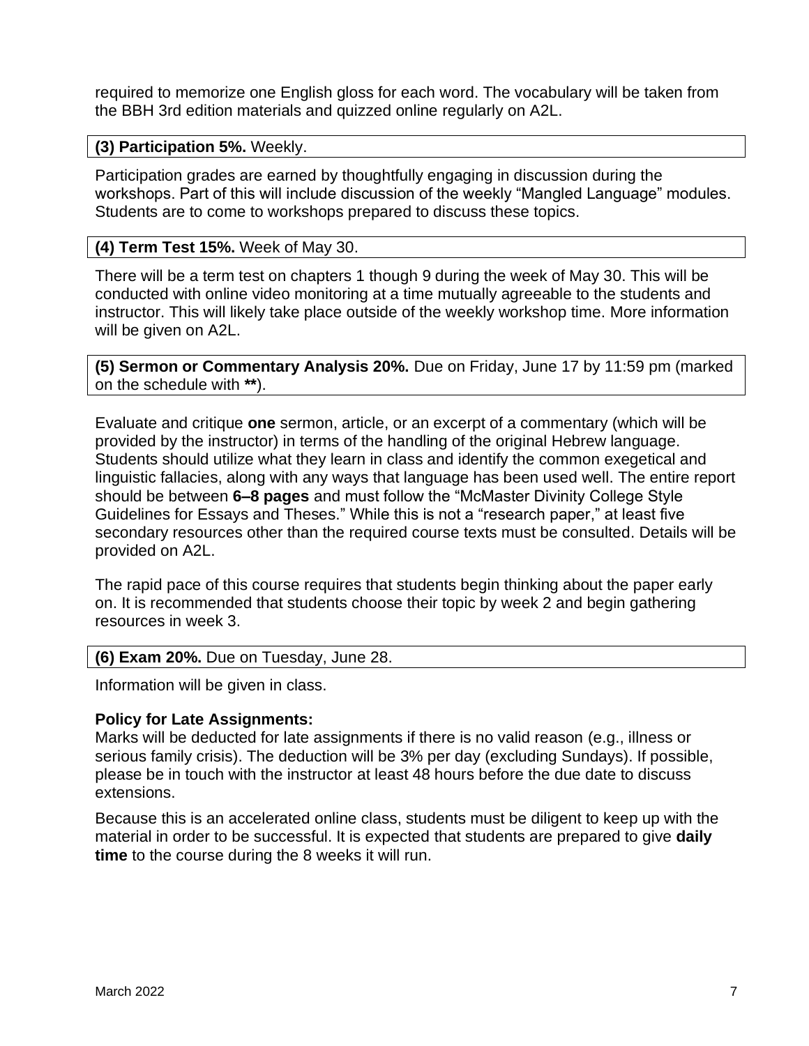required to memorize one English gloss for each word. The vocabulary will be taken from the BBH 3rd edition materials and quizzed online regularly on A2L.

**(3) Participation 5%.** Weekly.

Participation grades are earned by thoughtfully engaging in discussion during the workshops. Part of this will include discussion of the weekly "Mangled Language" modules. Students are to come to workshops prepared to discuss these topics.

**(4) Term Test 15%.** Week of May 30.

There will be a term test on chapters 1 though 9 during the week of May 30. This will be conducted with online video monitoring at a time mutually agreeable to the students and instructor. This will likely take place outside of the weekly workshop time. More information will be given on A2L.

**(5) Sermon or Commentary Analysis 20%.** Due on Friday, June 17 by 11:59 pm (marked on the schedule with **\*\***).

Evaluate and critique **one** sermon, article, or an excerpt of a commentary (which will be provided by the instructor) in terms of the handling of the original Hebrew language. Students should utilize what they learn in class and identify the common exegetical and linguistic fallacies, along with any ways that language has been used well. The entire report should be between **6–8 pages** and must follow the "McMaster Divinity College Style Guidelines for Essays and Theses." While this is not a "research paper," at least five secondary resources other than the required course texts must be consulted. Details will be provided on A2L.

The rapid pace of this course requires that students begin thinking about the paper early on. It is recommended that students choose their topic by week 2 and begin gathering resources in week 3.

**(6) Exam 20%.** Due on Tuesday, June 28.

Information will be given in class.

**Policy for Late Assignments:**
Marks will be deducted for late assignments if there is no valid reason (e.g., illness or serious family crisis). The deduction will be 3% per day (excluding Sundays). If possible, please be in touch with the instructor at least 48 hours before the due date to discuss extensions.

Because this is an accelerated online class, students must be diligent to keep up with the material in order to be successful. It is expected that students are prepared to give **daily time** to the course during the 8 weeks it will run.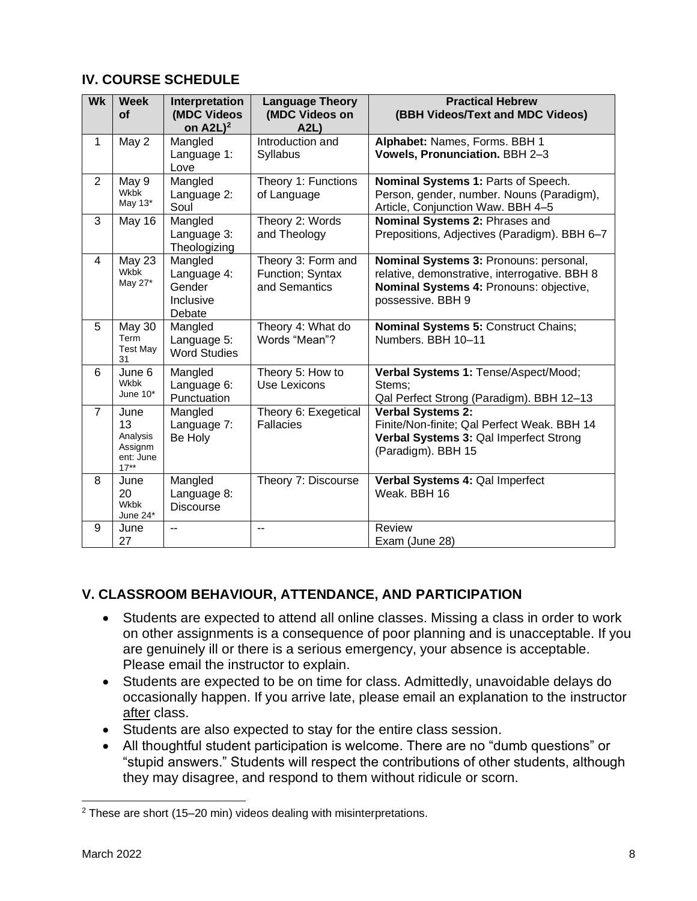## IV. COURSE SCHEDULE

| Wk | Week of | Interpretation (MDC Videos on A2L)[2] | Language Theory (MDC Videos on A2L) | Practical Hebrew (BBH Videos/Text and MDC Videos) |
|---|---|---|---|---|
| 1 | May 2 | Mangled Language 1: Love | Introduction and Syllabus | **Alphabet:** Names, Forms. BBH 1 **Vowels, Pronunciation.** BBH 2–3 |
| 2 | May 9 Wkbk May 13* | Mangled Language 2: Soul | Theory 1: Functions of Language | **Nominal Systems 1:** Parts of Speech. Person, gender, number. Nouns (Paradigm), Article, Conjunction Waw. BBH 4–5 |
| 3 | May 16 | Mangled Language 3: Theologizing | Theory 2: Words and Theology | **Nominal Systems 2:** Phrases and Prepositions, Adjectives (Paradigm). BBH 6–7 |
| 4 | May 23 Wkbk May 27* | Mangled Language 4: Gender Inclusive Debate | Theory 3: Form and Function; Syntax and Semantics | **Nominal Systems 3:** Pronouns: personal, relative, demonstrative, interrogative. BBH 8 **Nominal Systems 4:** Pronouns: objective, possessive. BBH 9 |
| 5 | May 30 Term Test May 31 | Mangled Language 5: Word Studies | Theory 4: What do Words "Mean"? | **Nominal Systems 5:** Construct Chains; Numbers. BBH 10–11 |
| 6 | June 6 Wkbk June 10* | Mangled Language 6: Punctuation | Theory 5: How to Use Lexicons | **Verbal Systems 1:** Tense/Aspect/Mood; Stems; Qal Perfect Strong (Paradigm). BBH 12–13 |
| 7 | June 13 Analysis Assignment: June 17** | Mangled Language 7: Be Holy | Theory 6: Exegetical Fallacies | **Verbal Systems 2:** Finite/Non-finite; Qal Perfect Weak. BBH 14 **Verbal Systems 3:** Qal Imperfect Strong (Paradigm). BBH 15 |
| 8 | June 20 Wkbk June 24* | Mangled Language 8: Discourse | Theory 7: Discourse | **Verbal Systems 4:** Qal Imperfect Weak. BBH 16 |
| 9 | June 27 | -- | -- | Review Exam (June 28) |

## V. CLASSROOM BEHAVIOUR, ATTENDANCE, AND PARTICIPATION

- Students are expected to attend all online classes. Missing a class in order to work on other assignments is a consequence of poor planning and is unacceptable. If you are genuinely ill or there is a serious emergency, your absence is acceptable. Please email the instructor to explain.
- Students are expected to be on time for class. Admittedly, unavoidable delays do occasionally happen. If you arrive late, please email an explanation to the instructor after class.
- Students are also expected to stay for the entire class session.
- All thoughtful student participation is welcome. There are no "dumb questions" or "stupid answers." Students will respect the contributions of other students, although they may disagree, and respond to them without ridicule or scorn.

[2] These are short (15–20 min) videos dealing with misinterpretations.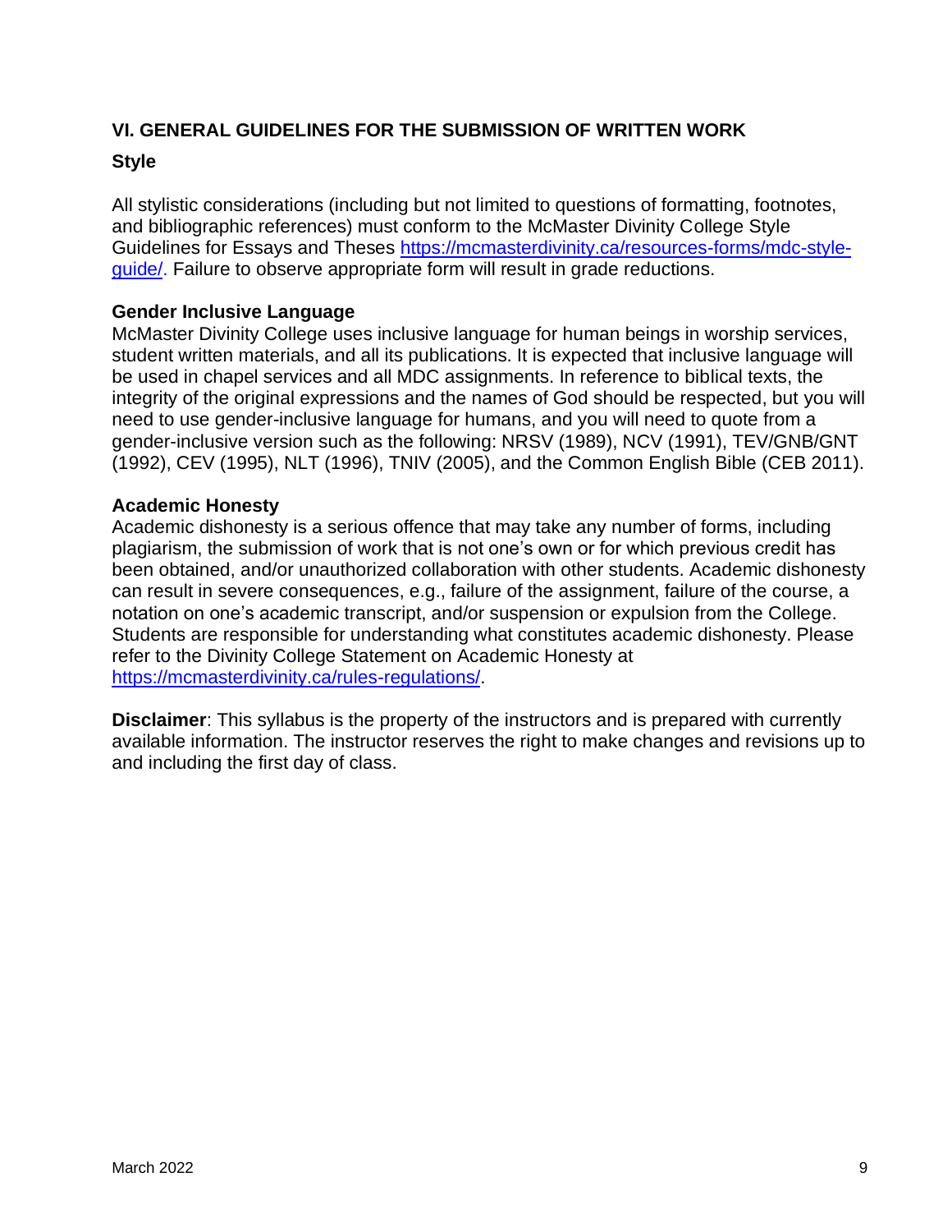## VI. GENERAL GUIDELINES FOR THE SUBMISSION OF WRITTEN WORK

### Style

All stylistic considerations (including but not limited to questions of formatting, footnotes, and bibliographic references) must conform to the McMaster Divinity College Style Guidelines for Essays and Theses https://mcmasterdivinity.ca/resources-forms/mdc-style-guide/. Failure to observe appropriate form will result in grade reductions.

**Gender Inclusive Language**

McMaster Divinity College uses inclusive language for human beings in worship services, student written materials, and all its publications. It is expected that inclusive language will be used in chapel services and all MDC assignments. In reference to biblical texts, the integrity of the original expressions and the names of God should be respected, but you will need to use gender-inclusive language for humans, and you will need to quote from a gender-inclusive version such as the following: NRSV (1989), NCV (1991), TEV/GNB/GNT (1992), CEV (1995), NLT (1996), TNIV (2005), and the Common English Bible (CEB 2011).

**Academic Honesty**

Academic dishonesty is a serious offence that may take any number of forms, including plagiarism, the submission of work that is not one's own or for which previous credit has been obtained, and/or unauthorized collaboration with other students. Academic dishonesty can result in severe consequences, e.g., failure of the assignment, failure of the course, a notation on one's academic transcript, and/or suspension or expulsion from the College. Students are responsible for understanding what constitutes academic dishonesty. Please refer to the Divinity College Statement on Academic Honesty at https://mcmasterdivinity.ca/rules-regulations/.

**Disclaimer**: This syllabus is the property of the instructors and is prepared with currently available information. The instructor reserves the right to make changes and revisions up to and including the first day of class.